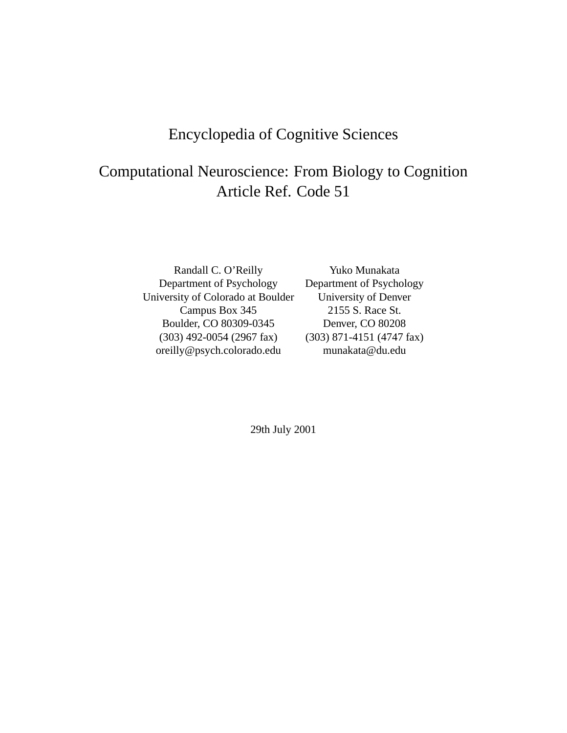# Encyclopedia of Cognitive Sciences

## Computational Neuroscience: From Biology to Cognition

Article Ref. Code 51

Randall C. O'Reilly
Department of Psychology
University of Colorado at Boulder
Campus Box 345
Boulder, CO 80309-0345
(303) 492-0054 (2967 fax)
oreilly@psych.colorado.edu

Yuko Munakata
Department of Psychology
University of Denver
2155 S. Race St.
Denver, CO 80208
(303) 871-4151 (4747 fax)
munakata@du.edu

29th July 2001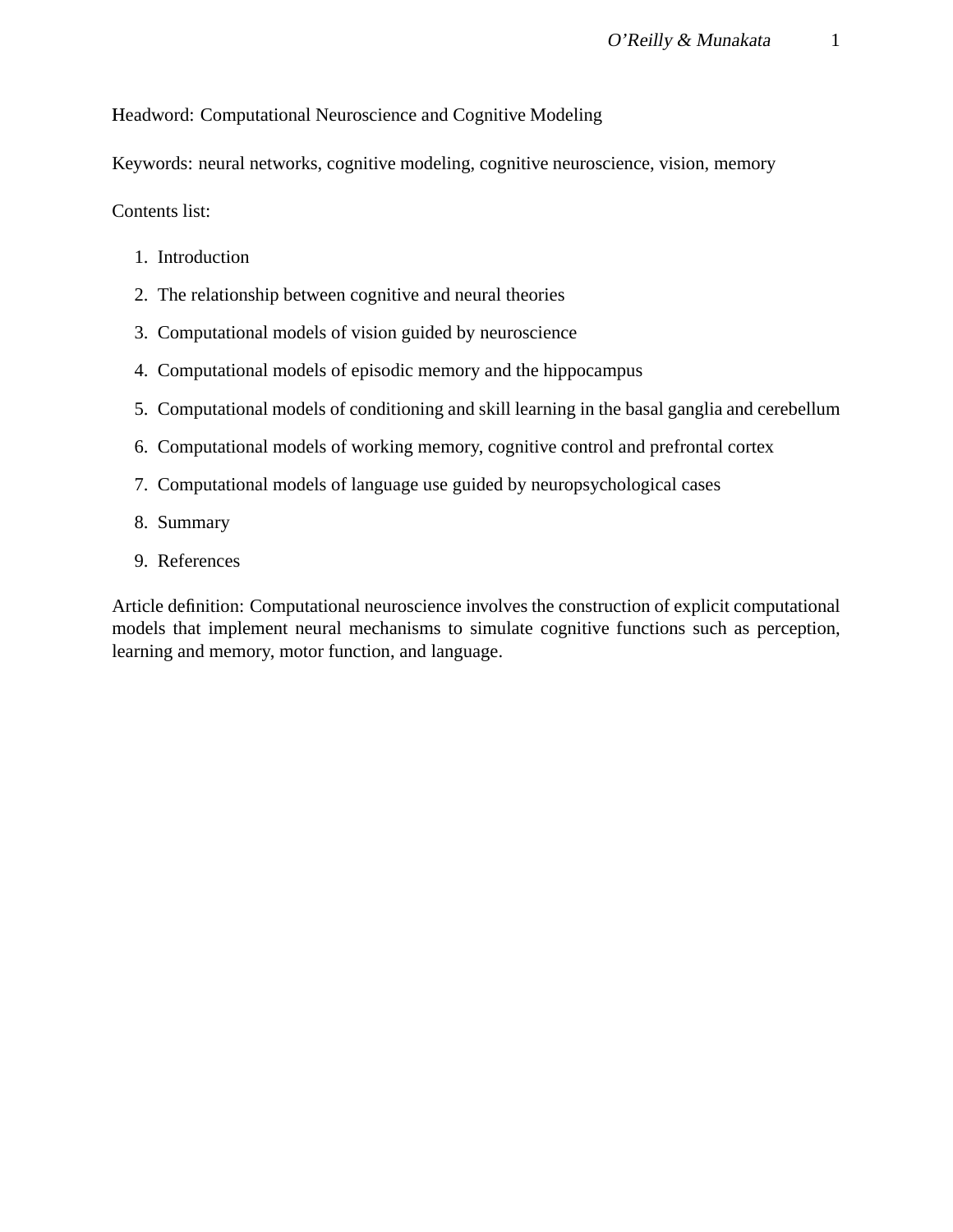Headword: Computational Neuroscience and Cognitive Modeling

Keywords: neural networks, cognitive modeling, cognitive neuroscience, vision, memory

Contents list:

1. Introduction
2. The relationship between cognitive and neural theories
3. Computational models of vision guided by neuroscience
4. Computational models of episodic memory and the hippocampus
5. Computational models of conditioning and skill learning in the basal ganglia and cerebellum
6. Computational models of working memory, cognitive control and prefrontal cortex
7. Computational models of language use guided by neuropsychological cases
8. Summary
9. References

Article definition: Computational neuroscience involves the construction of explicit computational models that implement neural mechanisms to simulate cognitive functions such as perception, learning and memory, motor function, and language.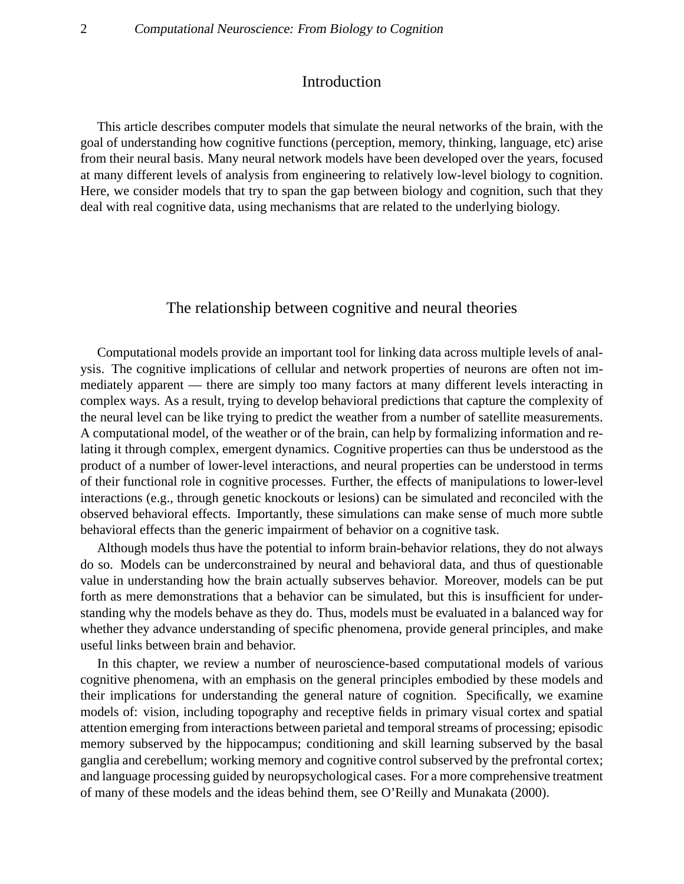## Introduction

This article describes computer models that simulate the neural networks of the brain, with the goal of understanding how cognitive functions (perception, memory, thinking, language, etc) arise from their neural basis. Many neural network models have been developed over the years, focused at many different levels of analysis from engineering to relatively low-level biology to cognition. Here, we consider models that try to span the gap between biology and cognition, such that they deal with real cognitive data, using mechanisms that are related to the underlying biology.

## The relationship between cognitive and neural theories

Computational models provide an important tool for linking data across multiple levels of analysis. The cognitive implications of cellular and network properties of neurons are often not immediately apparent — there are simply too many factors at many different levels interacting in complex ways. As a result, trying to develop behavioral predictions that capture the complexity of the neural level can be like trying to predict the weather from a number of satellite measurements. A computational model, of the weather or of the brain, can help by formalizing information and relating it through complex, emergent dynamics. Cognitive properties can thus be understood as the product of a number of lower-level interactions, and neural properties can be understood in terms of their functional role in cognitive processes. Further, the effects of manipulations to lower-level interactions (e.g., through genetic knockouts or lesions) can be simulated and reconciled with the observed behavioral effects. Importantly, these simulations can make sense of much more subtle behavioral effects than the generic impairment of behavior on a cognitive task.

Although models thus have the potential to inform brain-behavior relations, they do not always do so. Models can be underconstrained by neural and behavioral data, and thus of questionable value in understanding how the brain actually subserves behavior. Moreover, models can be put forth as mere demonstrations that a behavior can be simulated, but this is insufficient for understanding why the models behave as they do. Thus, models must be evaluated in a balanced way for whether they advance understanding of specific phenomena, provide general principles, and make useful links between brain and behavior.

In this chapter, we review a number of neuroscience-based computational models of various cognitive phenomena, with an emphasis on the general principles embodied by these models and their implications for understanding the general nature of cognition. Specifically, we examine models of: vision, including topography and receptive fields in primary visual cortex and spatial attention emerging from interactions between parietal and temporal streams of processing; episodic memory subserved by the hippocampus; conditioning and skill learning subserved by the basal ganglia and cerebellum; working memory and cognitive control subserved by the prefrontal cortex; and language processing guided by neuropsychological cases. For a more comprehensive treatment of many of these models and the ideas behind them, see O'Reilly and Munakata (2000).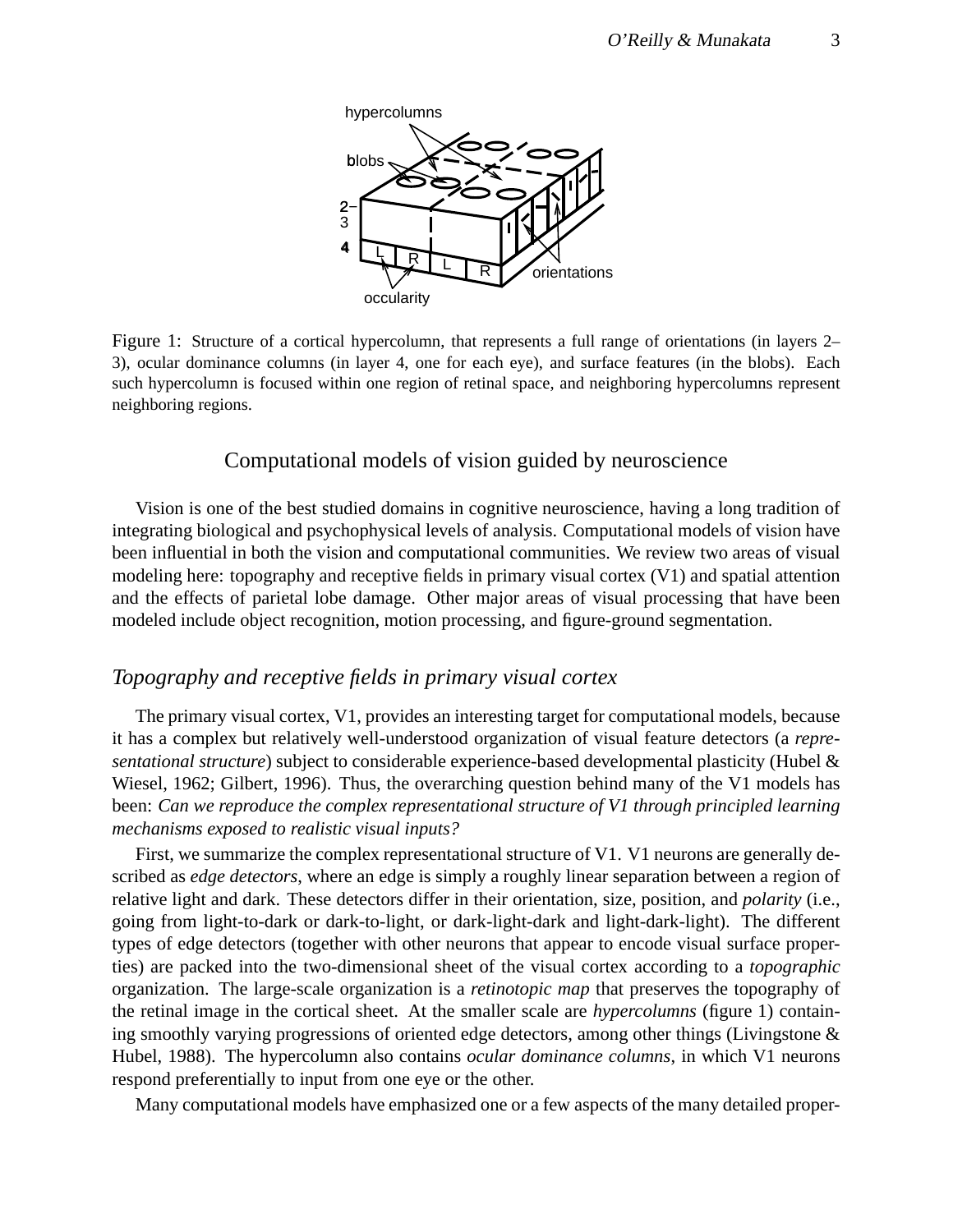Figure 1: Structure of a cortical hypercolumn, that represents a full range of orientations (in layers 2–3), ocular dominance columns (in layer 4, one for each eye), and surface features (in the blobs). Each such hypercolumn is focused within one region of retinal space, and neighboring hypercolumns represent neighboring regions.

## Computational models of vision guided by neuroscience

Vision is one of the best studied domains in cognitive neuroscience, having a long tradition of integrating biological and psychophysical levels of analysis. Computational models of vision have been influential in both the vision and computational communities. We review two areas of visual modeling here: topography and receptive fields in primary visual cortex (V1) and spatial attention and the effects of parietal lobe damage. Other major areas of visual processing that have been modeled include object recognition, motion processing, and figure-ground segmentation.

### *Topography and receptive fields in primary visual cortex*

The primary visual cortex, V1, provides an interesting target for computational models, because it has a complex but relatively well-understood organization of visual feature detectors (a *representational structure*) subject to considerable experience-based developmental plasticity (Hubel & Wiesel, 1962; Gilbert, 1996). Thus, the overarching question behind many of the V1 models has been: *Can we reproduce the complex representational structure of V1 through principled learning mechanisms exposed to realistic visual inputs?*

First, we summarize the complex representational structure of V1. V1 neurons are generally described as *edge detectors*, where an edge is simply a roughly linear separation between a region of relative light and dark. These detectors differ in their orientation, size, position, and *polarity* (i.e., going from light-to-dark or dark-to-light, or dark-light-dark and light-dark-light). The different types of edge detectors (together with other neurons that appear to encode visual surface properties) are packed into the two-dimensional sheet of the visual cortex according to a *topographic* organization. The large-scale organization is a *retinotopic map* that preserves the topography of the retinal image in the cortical sheet. At the smaller scale are *hypercolumns* (figure 1) containing smoothly varying progressions of oriented edge detectors, among other things (Livingstone & Hubel, 1988). The hypercolumn also contains *ocular dominance columns*, in which V1 neurons respond preferentially to input from one eye or the other.

Many computational models have emphasized one or a few aspects of the many detailed proper-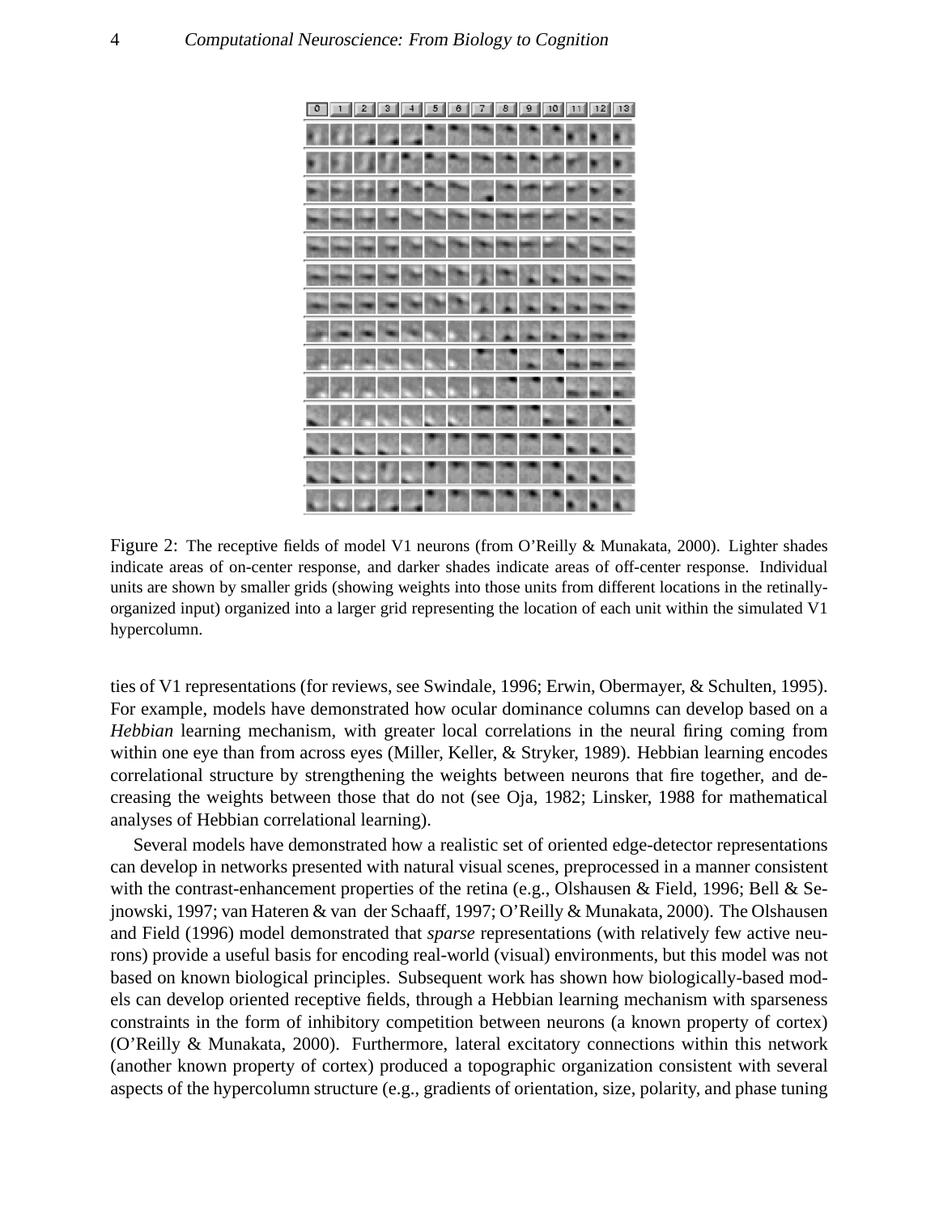Figure 2: The receptive fields of model V1 neurons (from O'Reilly & Munakata, 2000). Lighter shades indicate areas of on-center response, and darker shades indicate areas of off-center response. Individual units are shown by smaller grids (showing weights into those units from different locations in the retinally-organized input) organized into a larger grid representing the location of each unit within the simulated V1 hypercolumn.

ties of V1 representations (for reviews, see Swindale, 1996; Erwin, Obermayer, & Schulten, 1995). For example, models have demonstrated how ocular dominance columns can develop based on a *Hebbian* learning mechanism, with greater local correlations in the neural firing coming from within one eye than from across eyes (Miller, Keller, & Stryker, 1989). Hebbian learning encodes correlational structure by strengthening the weights between neurons that fire together, and decreasing the weights between those that do not (see Oja, 1982; Linsker, 1988 for mathematical analyses of Hebbian correlational learning).

Several models have demonstrated how a realistic set of oriented edge-detector representations can develop in networks presented with natural visual scenes, preprocessed in a manner consistent with the contrast-enhancement properties of the retina (e.g., Olshausen & Field, 1996; Bell & Sejnowski, 1997; van Hateren & van der Schaaff, 1997; O'Reilly & Munakata, 2000). The Olshausen and Field (1996) model demonstrated that *sparse* representations (with relatively few active neurons) provide a useful basis for encoding real-world (visual) environments, but this model was not based on known biological principles. Subsequent work has shown how biologically-based models can develop oriented receptive fields, through a Hebbian learning mechanism with sparseness constraints in the form of inhibitory competition between neurons (a known property of cortex) (O'Reilly & Munakata, 2000). Furthermore, lateral excitatory connections within this network (another known property of cortex) produced a topographic organization consistent with several aspects of the hypercolumn structure (e.g., gradients of orientation, size, polarity, and phase tuning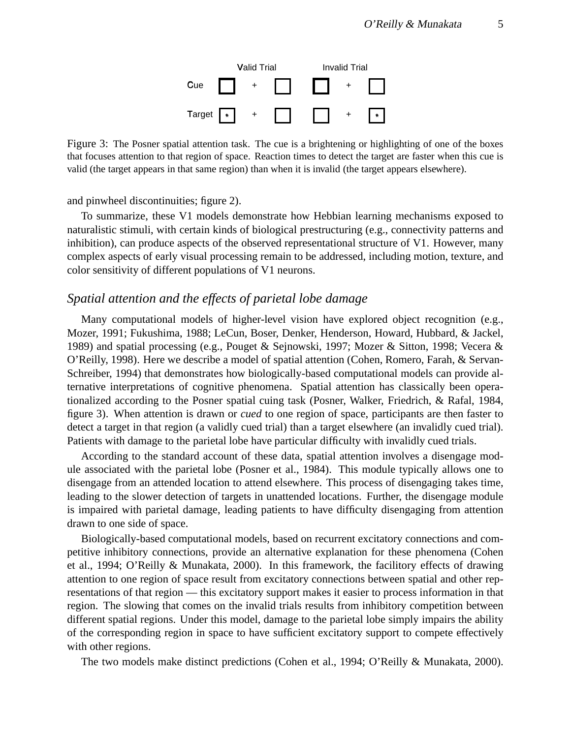Figure 3: The Posner spatial attention task. The cue is a brightening or highlighting of one of the boxes that focuses attention to that region of space. Reaction times to detect the target are faster when this cue is valid (the target appears in that same region) than when it is invalid (the target appears elsewhere).

and pinwheel discontinuities; figure 2).

To summarize, these V1 models demonstrate how Hebbian learning mechanisms exposed to naturalistic stimuli, with certain kinds of biological prestructuring (e.g., connectivity patterns and inhibition), can produce aspects of the observed representational structure of V1. However, many complex aspects of early visual processing remain to be addressed, including motion, texture, and color sensitivity of different populations of V1 neurons.

## *Spatial attention and the effects of parietal lobe damage*

Many computational models of higher-level vision have explored object recognition (e.g., Mozer, 1991; Fukushima, 1988; LeCun, Boser, Denker, Henderson, Howard, Hubbard, & Jackel, 1989) and spatial processing (e.g., Pouget & Sejnowski, 1997; Mozer & Sitton, 1998; Vecera & O'Reilly, 1998). Here we describe a model of spatial attention (Cohen, Romero, Farah, & Servan-Schreiber, 1994) that demonstrates how biologically-based computational models can provide alternative interpretations of cognitive phenomena. Spatial attention has classically been operationalized according to the Posner spatial cuing task (Posner, Walker, Friedrich, & Rafal, 1984, figure 3). When attention is drawn or *cued* to one region of space, participants are then faster to detect a target in that region (a validly cued trial) than a target elsewhere (an invalidly cued trial). Patients with damage to the parietal lobe have particular difficulty with invalidly cued trials.

According to the standard account of these data, spatial attention involves a disengage module associated with the parietal lobe (Posner et al., 1984). This module typically allows one to disengage from an attended location to attend elsewhere. This process of disengaging takes time, leading to the slower detection of targets in unattended locations. Further, the disengage module is impaired with parietal damage, leading patients to have difficulty disengaging from attention drawn to one side of space.

Biologically-based computational models, based on recurrent excitatory connections and competitive inhibitory connections, provide an alternative explanation for these phenomena (Cohen et al., 1994; O'Reilly & Munakata, 2000). In this framework, the facility effects of drawing attention to one region of space result from excitatory connections between spatial and other representations of that region — this excitatory support makes it easier to process information in that region. The slowing that comes on the invalid trials results from inhibitory competition between different spatial regions. Under this model, damage to the parietal lobe simply impairs the ability of the corresponding region in space to have sufficient excitatory support to compete effectively with other regions.

The two models make distinct predictions (Cohen et al., 1994; O'Reilly & Munakata, 2000).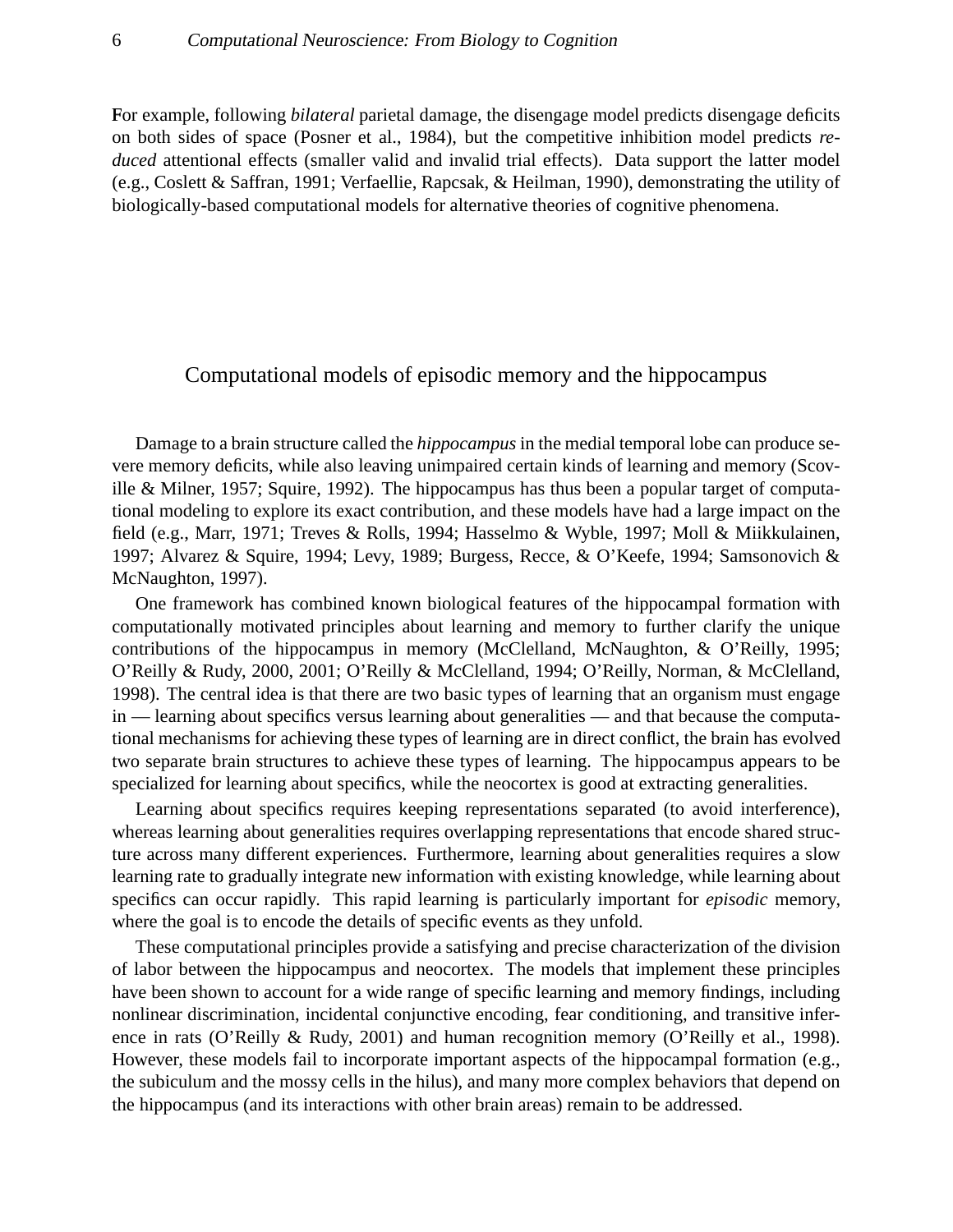For example, following *bilateral* parietal damage, the disengage model predicts disengage deficits on both sides of space (Posner et al., 1984), but the competitive inhibition model predicts *reduced* attentional effects (smaller valid and invalid trial effects). Data support the latter model (e.g., Coslett & Saffran, 1991; Verfaellie, Rapcsak, & Heilman, 1990), demonstrating the utility of biologically-based computational models for alternative theories of cognitive phenomena.

## Computational models of episodic memory and the hippocampus

Damage to a brain structure called the *hippocampus* in the medial temporal lobe can produce severe memory deficits, while also leaving unimpaired certain kinds of learning and memory (Scoville & Milner, 1957; Squire, 1992). The hippocampus has thus been a popular target of computational modeling to explore its exact contribution, and these models have had a large impact on the field (e.g., Marr, 1971; Treves & Rolls, 1994; Hasselmo & Wyble, 1997; Moll & Miikkulainen, 1997; Alvarez & Squire, 1994; Levy, 1989; Burgess, Recce, & O'Keefe, 1994; Samsonovich & McNaughton, 1997).

One framework has combined known biological features of the hippocampal formation with computationally motivated principles about learning and memory to further clarify the unique contributions of the hippocampus in memory (McClelland, McNaughton, & O'Reilly, 1995; O'Reilly & Rudy, 2000, 2001; O'Reilly & McClelland, 1994; O'Reilly, Norman, & McClelland, 1998). The central idea is that there are two basic types of learning that an organism must engage in — learning about specifics versus learning about generalities — and that because the computational mechanisms for achieving these types of learning are in direct conflict, the brain has evolved two separate brain structures to achieve these types of learning. The hippocampus appears to be specialized for learning about specifics, while the neocortex is good at extracting generalities.

Learning about specifics requires keeping representations separated (to avoid interference), whereas learning about generalities requires overlapping representations that encode shared structure across many different experiences. Furthermore, learning about generalities requires a slow learning rate to gradually integrate new information with existing knowledge, while learning about specifics can occur rapidly. This rapid learning is particularly important for *episodic* memory, where the goal is to encode the details of specific events as they unfold.

These computational principles provide a satisfying and precise characterization of the division of labor between the hippocampus and neocortex. The models that implement these principles have been shown to account for a wide range of specific learning and memory findings, including nonlinear discrimination, incidental conjunctive encoding, fear conditioning, and transitive inference in rats (O'Reilly & Rudy, 2001) and human recognition memory (O'Reilly et al., 1998). However, these models fail to incorporate important aspects of the hippocampal formation (e.g., the subiculum and the mossy cells in the hilus), and many more complex behaviors that depend on the hippocampus (and its interactions with other brain areas) remain to be addressed.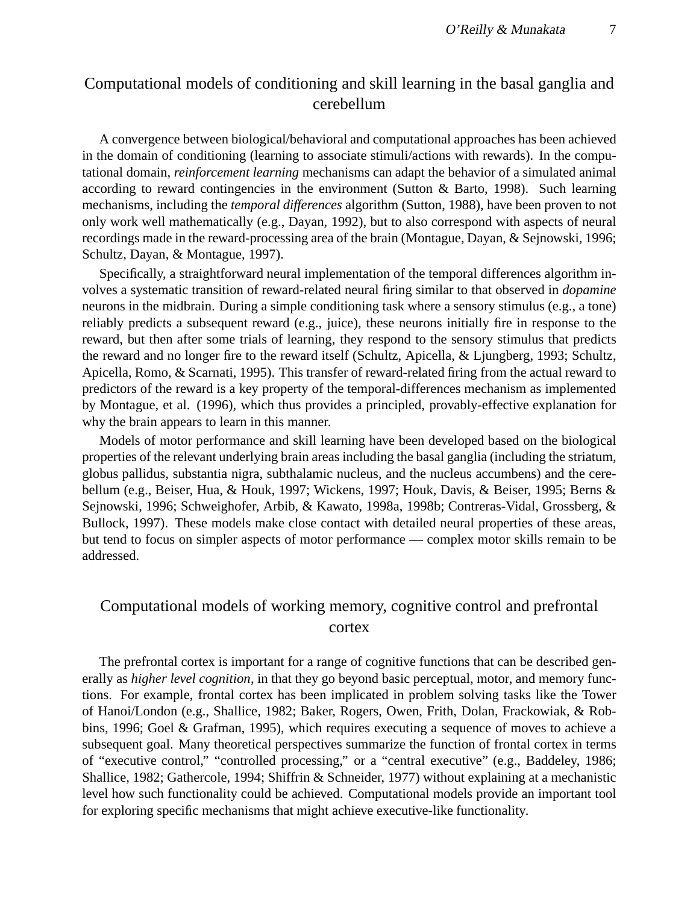## Computational models of conditioning and skill learning in the basal ganglia and cerebellum

A convergence between biological/behavioral and computational approaches has been achieved in the domain of conditioning (learning to associate stimuli/actions with rewards). In the computational domain, *reinforcement learning* mechanisms can adapt the behavior of a simulated animal according to reward contingencies in the environment (Sutton & Barto, 1998). Such learning mechanisms, including the *temporal differences* algorithm (Sutton, 1988), have been proven to not only work well mathematically (e.g., Dayan, 1992), but to also correspond with aspects of neural recordings made in the reward-processing area of the brain (Montague, Dayan, & Sejnowski, 1996; Schultz, Dayan, & Montague, 1997).

Specifically, a straightforward neural implementation of the temporal differences algorithm involves a systematic transition of reward-related neural firing similar to that observed in *dopamine* neurons in the midbrain. During a simple conditioning task where a sensory stimulus (e.g., a tone) reliably predicts a subsequent reward (e.g., juice), these neurons initially fire in response to the reward, but then after some trials of learning, they respond to the sensory stimulus that predicts the reward and no longer fire to the reward itself (Schultz, Apicella, & Ljungberg, 1993; Schultz, Apicella, Romo, & Scarnati, 1995). This transfer of reward-related firing from the actual reward to predictors of the reward is a key property of the temporal-differences mechanism as implemented by Montague, et al. (1996), which thus provides a principled, provably-effective explanation for why the brain appears to learn in this manner.

Models of motor performance and skill learning have been developed based on the biological properties of the relevant underlying brain areas including the basal ganglia (including the striatum, globus pallidus, substantia nigra, subthalamic nucleus, and the nucleus accumbens) and the cerebellum (e.g., Beiser, Hua, & Houk, 1997; Wickens, 1997; Houk, Davis, & Beiser, 1995; Berns & Sejnowski, 1996; Schweighofer, Arbib, & Kawato, 1998a, 1998b; Contreras-Vidal, Grossberg, & Bullock, 1997). These models make close contact with detailed neural properties of these areas, but tend to focus on simpler aspects of motor performance — complex motor skills remain to be addressed.

## Computational models of working memory, cognitive control and prefrontal cortex

The prefrontal cortex is important for a range of cognitive functions that can be described generally as *higher level cognition*, in that they go beyond basic perceptual, motor, and memory functions. For example, frontal cortex has been implicated in problem solving tasks like the Tower of Hanoi/London (e.g., Shallice, 1982; Baker, Rogers, Owen, Frith, Dolan, Frackowiak, & Robbins, 1996; Goel & Grafman, 1995), which requires executing a sequence of moves to achieve a subsequent goal. Many theoretical perspectives summarize the function of frontal cortex in terms of "executive control," "controlled processing," or a "central executive" (e.g., Baddeley, 1986; Shallice, 1982; Gathercole, 1994; Shiffrin & Schneider, 1977) without explaining at a mechanistic level how such functionality could be achieved. Computational models provide an important tool for exploring specific mechanisms that might achieve executive-like functionality.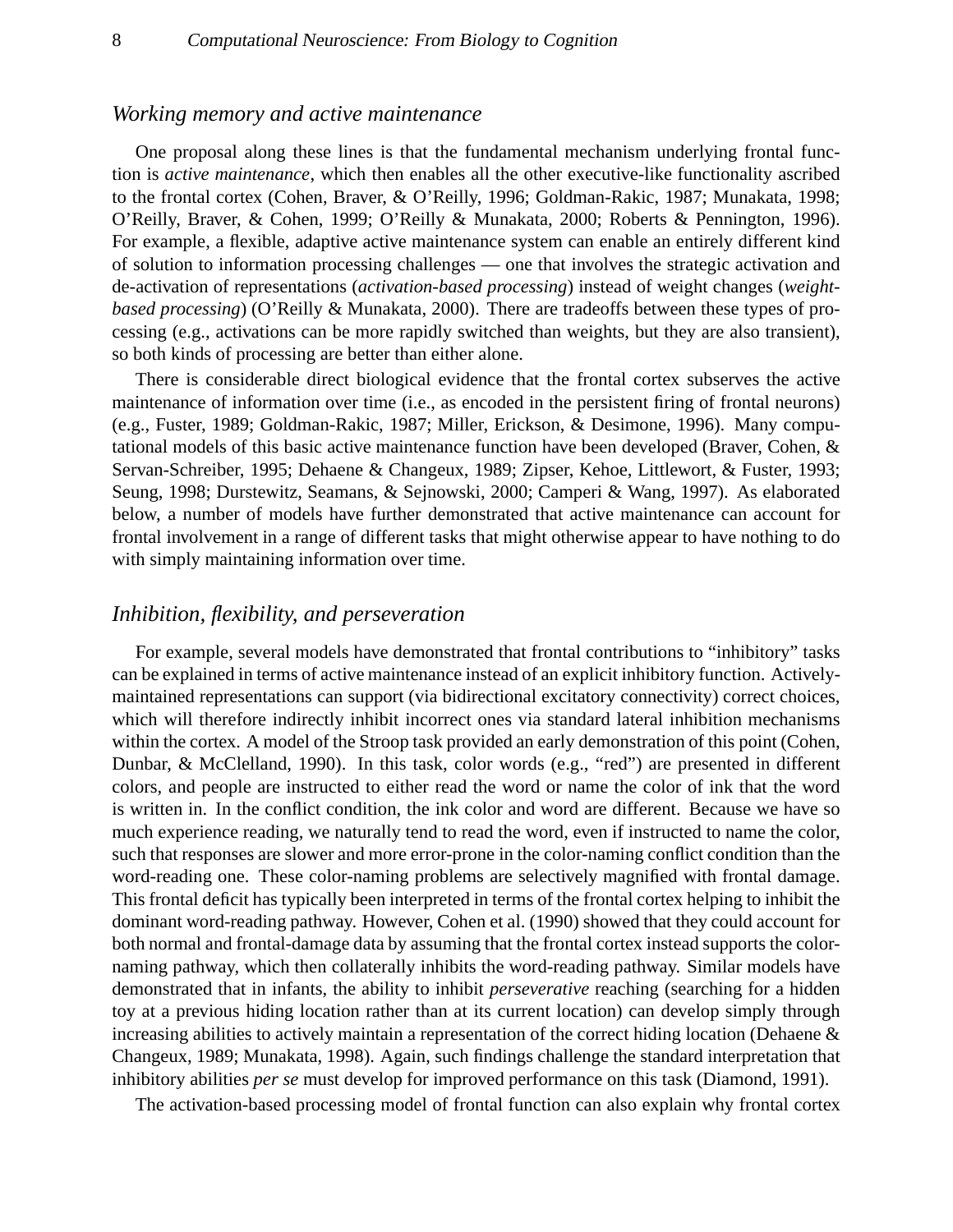### *Working memory and active maintenance*

One proposal along these lines is that the fundamental mechanism underlying frontal function is *active maintenance*, which then enables all the other executive-like functionality ascribed to the frontal cortex (Cohen, Braver, & O'Reilly, 1996; Goldman-Rakic, 1987; Munakata, 1998; O'Reilly, Braver, & Cohen, 1999; O'Reilly & Munakata, 2000; Roberts & Pennington, 1996). For example, a flexible, adaptive active maintenance system can enable an entirely different kind of solution to information processing challenges — one that involves the strategic activation and de-activation of representations (*activation-based processing*) instead of weight changes (*weight-based processing*) (O'Reilly & Munakata, 2000). There are tradeoffs between these types of processing (e.g., activations can be more rapidly switched than weights, but they are also transient), so both kinds of processing are better than either alone.

There is considerable direct biological evidence that the frontal cortex subserves the active maintenance of information over time (i.e., as encoded in the persistent firing of frontal neurons) (e.g., Fuster, 1989; Goldman-Rakic, 1987; Miller, Erickson, & Desimone, 1996). Many computational models of this basic active maintenance function have been developed (Braver, Cohen, & Servan-Schreiber, 1995; Dehaene & Changeux, 1989; Zipser, Kehoe, Littlewort, & Fuster, 1993; Seung, 1998; Durstewitz, Seamans, & Sejnowski, 2000; Camperi & Wang, 1997). As elaborated below, a number of models have further demonstrated that active maintenance can account for frontal involvement in a range of different tasks that might otherwise appear to have nothing to do with simply maintaining information over time.

### *Inhibition, flexibility, and perseveration*

For example, several models have demonstrated that frontal contributions to "inhibitory" tasks can be explained in terms of active maintenance instead of an explicit inhibitory function. Actively-maintained representations can support (via bidirectional excitatory connectivity) correct choices, which will therefore indirectly inhibit incorrect ones via standard lateral inhibition mechanisms within the cortex. A model of the Stroop task provided an early demonstration of this point (Cohen, Dunbar, & McClelland, 1990). In this task, color words (e.g., "red") are presented in different colors, and people are instructed to either read the word or name the color of ink that the word is written in. In the conflict condition, the ink color and word are different. Because we have so much experience reading, we naturally tend to read the word, even if instructed to name the color, such that responses are slower and more error-prone in the color-naming conflict condition than the word-reading one. These color-naming problems are selectively magnified with frontal damage. This frontal deficit has typically been interpreted in terms of the frontal cortex helping to inhibit the dominant word-reading pathway. However, Cohen et al. (1990) showed that they could account for both normal and frontal-damage data by assuming that the frontal cortex instead supports the color-naming pathway, which then collaterally inhibits the word-reading pathway. Similar models have demonstrated that in infants, the ability to inhibit *perseverative* reaching (searching for a hidden toy at a previous hiding location rather than at its current location) can develop simply through increasing abilities to actively maintain a representation of the correct hiding location (Dehaene & Changeux, 1989; Munakata, 1998). Again, such findings challenge the standard interpretation that inhibitory abilities *per se* must develop for improved performance on this task (Diamond, 1991).

The activation-based processing model of frontal function can also explain why frontal cortex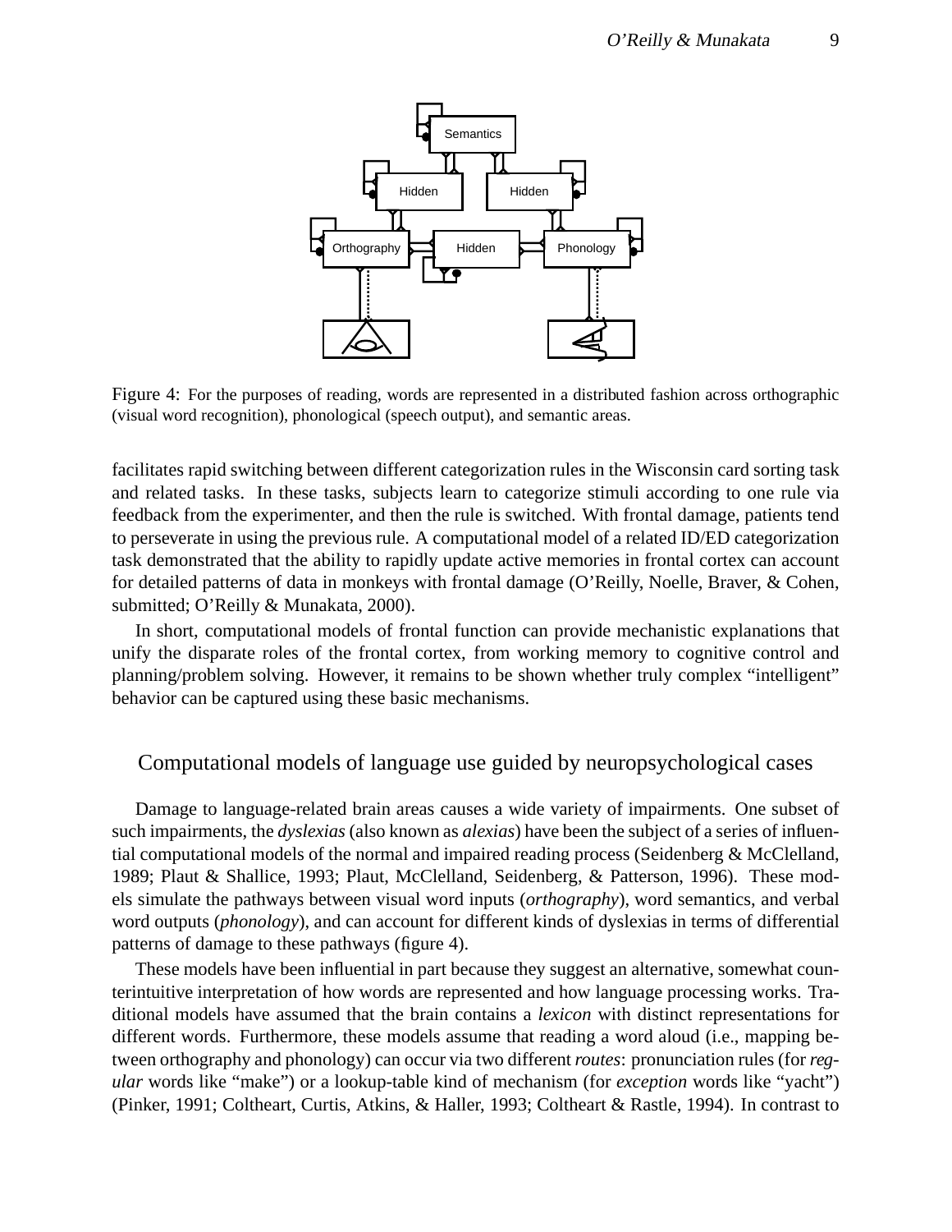Figure 4: For the purposes of reading, words are represented in a distributed fashion across orthographic (visual word recognition), phonological (speech output), and semantic areas.

facilitates rapid switching between different categorization rules in the Wisconsin card sorting task and related tasks. In these tasks, subjects learn to categorize stimuli according to one rule via feedback from the experimenter, and then the rule is switched. With frontal damage, patients tend to perseverate in using the previous rule. A computational model of a related ID/ED categorization task demonstrated that the ability to rapidly update active memories in frontal cortex can account for detailed patterns of data in monkeys with frontal damage (O'Reilly, Noelle, Braver, & Cohen, submitted; O'Reilly & Munakata, 2000).

In short, computational models of frontal function can provide mechanistic explanations that unify the disparate roles of the frontal cortex, from working memory to cognitive control and planning/problem solving. However, it remains to be shown whether truly complex "intelligent" behavior can be captured using these basic mechanisms.

## Computational models of language use guided by neuropsychological cases

Damage to language-related brain areas causes a wide variety of impairments. One subset of such impairments, the *dyslexias* (also known as *alexias*) have been the subject of a series of influential computational models of the normal and impaired reading process (Seidenberg & McClelland, 1989; Plaut & Shallice, 1993; Plaut, McClelland, Seidenberg, & Patterson, 1996). These models simulate the pathways between visual word inputs (*orthography*), word semantics, and verbal word outputs (*phonology*), and can account for different kinds of dyslexias in terms of differential patterns of damage to these pathways (figure 4).

These models have been influential in part because they suggest an alternative, somewhat counterintuitive interpretation of how words are represented and how language processing works. Traditional models have assumed that the brain contains a *lexicon* with distinct representations for different words. Furthermore, these models assume that reading a word aloud (i.e., mapping between orthography and phonology) can occur via two different *routes*: pronunciation rules (for *regular* words like "make") or a lookup-table kind of mechanism (for *exception* words like "yacht") (Pinker, 1991; Coltheart, Curtis, Atkins, & Haller, 1993; Coltheart & Rastle, 1994). In contrast to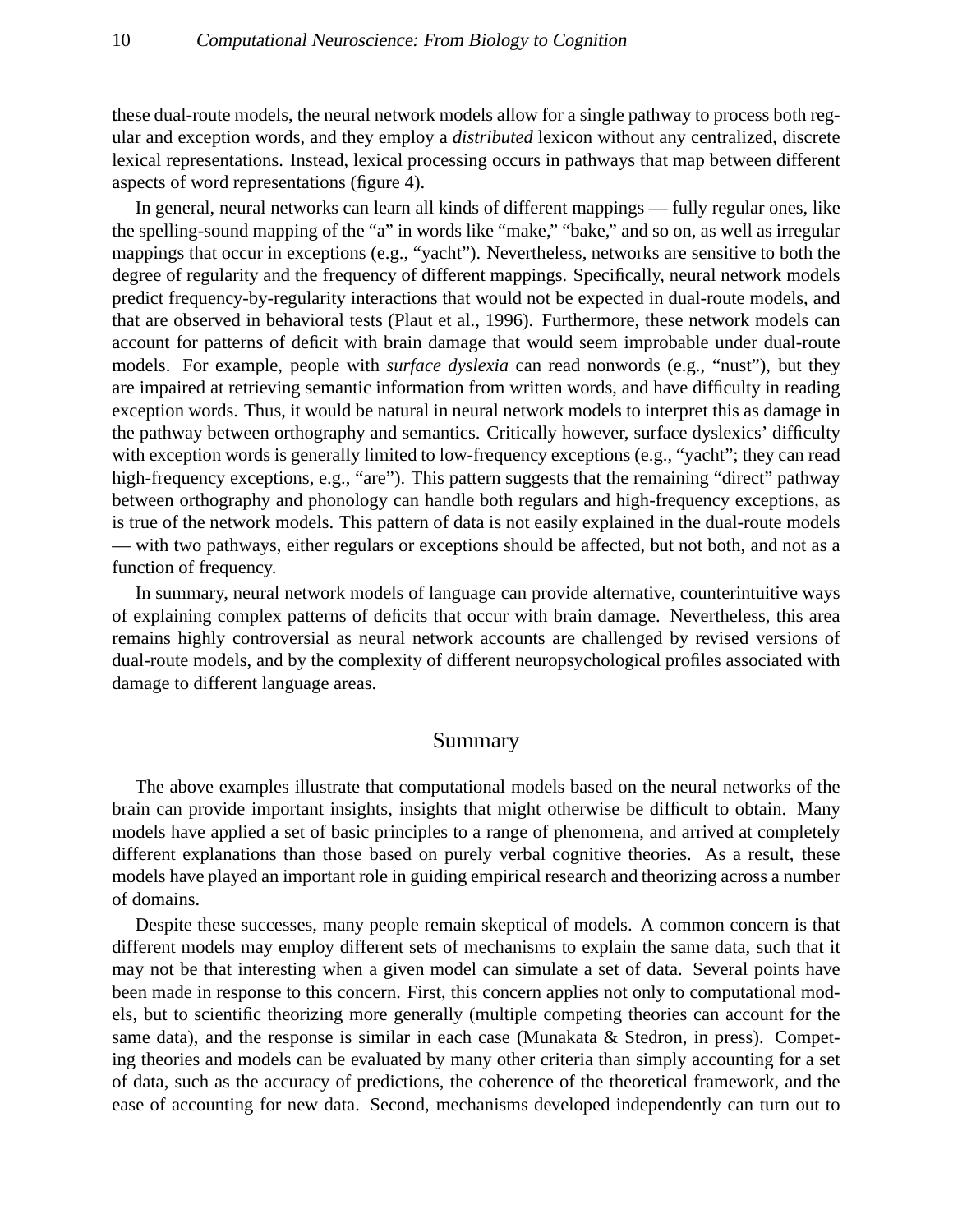these dual-route models, the neural network models allow for a single pathway to process both regular and exception words, and they employ a *distributed* lexicon without any centralized, discrete lexical representations. Instead, lexical processing occurs in pathways that map between different aspects of word representations (figure 4).

In general, neural networks can learn all kinds of different mappings — fully regular ones, like the spelling-sound mapping of the "a" in words like "make," "bake," and so on, as well as irregular mappings that occur in exceptions (e.g., "yacht"). Nevertheless, networks are sensitive to both the degree of regularity and the frequency of different mappings. Specifically, neural network models predict frequency-by-regularity interactions that would not be expected in dual-route models, and that are observed in behavioral tests (Plaut et al., 1996). Furthermore, these network models can account for patterns of deficit with brain damage that would seem improbable under dual-route models. For example, people with *surface dyslexia* can read nonwords (e.g., "nust"), but they are impaired at retrieving semantic information from written words, and have difficulty in reading exception words. Thus, it would be natural in neural network models to interpret this as damage in the pathway between orthography and semantics. Critically however, surface dyslexics' difficulty with exception words is generally limited to low-frequency exceptions (e.g., "yacht"; they can read high-frequency exceptions, e.g., "are"). This pattern suggests that the remaining "direct" pathway between orthography and phonology can handle both regulars and high-frequency exceptions, as is true of the network models. This pattern of data is not easily explained in the dual-route models — with two pathways, either regulars or exceptions should be affected, but not both, and not as a function of frequency.

In summary, neural network models of language can provide alternative, counterintuitive ways of explaining complex patterns of deficits that occur with brain damage. Nevertheless, this area remains highly controversial as neural network accounts are challenged by revised versions of dual-route models, and by the complexity of different neuropsychological profiles associated with damage to different language areas.

## Summary

The above examples illustrate that computational models based on the neural networks of the brain can provide important insights, insights that might otherwise be difficult to obtain. Many models have applied a set of basic principles to a range of phenomena, and arrived at completely different explanations than those based on purely verbal cognitive theories. As a result, these models have played an important role in guiding empirical research and theorizing across a number of domains.

Despite these successes, many people remain skeptical of models. A common concern is that different models may employ different sets of mechanisms to explain the same data, such that it may not be that interesting when a given model can simulate a set of data. Several points have been made in response to this concern. First, this concern applies not only to computational models, but to scientific theorizing more generally (multiple competing theories can account for the same data), and the response is similar in each case (Munakata & Stedron, in press). Competing theories and models can be evaluated by many other criteria than simply accounting for a set of data, such as the accuracy of predictions, the coherence of the theoretical framework, and the ease of accounting for new data. Second, mechanisms developed independently can turn out to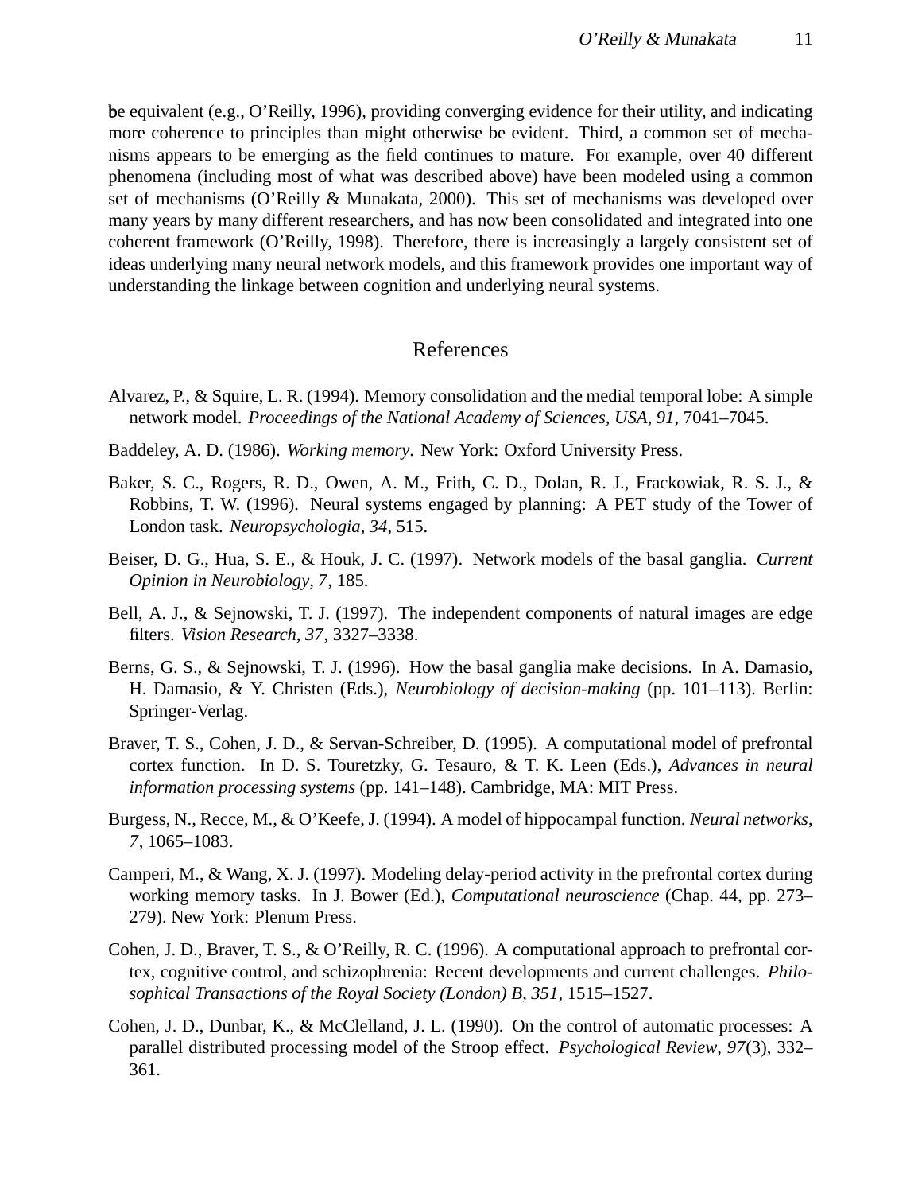be equivalent (e.g., O'Reilly, 1996), providing converging evidence for their utility, and indicating more coherence to principles than might otherwise be evident. Third, a common set of mechanisms appears to be emerging as the field continues to mature. For example, over 40 different phenomena (including most of what was described above) have been modeled using a common set of mechanisms (O'Reilly & Munakata, 2000). This set of mechanisms was developed over many years by many different researchers, and has now been consolidated and integrated into one coherent framework (O'Reilly, 1998). Therefore, there is increasingly a largely consistent set of ideas underlying many neural network models, and this framework provides one important way of understanding the linkage between cognition and underlying neural systems.

## References

Alvarez, P., & Squire, L. R. (1994). Memory consolidation and the medial temporal lobe: A simple network model. *Proceedings of the National Academy of Sciences, USA*, *91*, 7041–7045.

Baddeley, A. D. (1986). *Working memory*. New York: Oxford University Press.

Baker, S. C., Rogers, R. D., Owen, A. M., Frith, C. D., Dolan, R. J., Frackowiak, R. S. J., & Robbins, T. W. (1996). Neural systems engaged by planning: A PET study of the Tower of London task. *Neuropsychologia*, *34*, 515.

Beiser, D. G., Hua, S. E., & Houk, J. C. (1997). Network models of the basal ganglia. *Current Opinion in Neurobiology*, *7*, 185.

Bell, A. J., & Sejnowski, T. J. (1997). The independent components of natural images are edge filters. *Vision Research*, *37*, 3327–3338.

Berns, G. S., & Sejnowski, T. J. (1996). How the basal ganglia make decisions. In A. Damasio, H. Damasio, & Y. Christen (Eds.), *Neurobiology of decision-making* (pp. 101–113). Berlin: Springer-Verlag.

Braver, T. S., Cohen, J. D., & Servan-Schreiber, D. (1995). A computational model of prefrontal cortex function. In D. S. Touretzky, G. Tesauro, & T. K. Leen (Eds.), *Advances in neural information processing systems* (pp. 141–148). Cambridge, MA: MIT Press.

Burgess, N., Recce, M., & O'Keefe, J. (1994). A model of hippocampal function. *Neural networks*, *7*, 1065–1083.

Camperi, M., & Wang, X. J. (1997). Modeling delay-period activity in the prefrontal cortex during working memory tasks. In J. Bower (Ed.), *Computational neuroscience* (Chap. 44, pp. 273–279). New York: Plenum Press.

Cohen, J. D., Braver, T. S., & O'Reilly, R. C. (1996). A computational approach to prefrontal cortex, cognitive control, and schizophrenia: Recent developments and current challenges. *Philosophical Transactions of the Royal Society (London) B*, *351*, 1515–1527.

Cohen, J. D., Dunbar, K., & McClelland, J. L. (1990). On the control of automatic processes: A parallel distributed processing model of the Stroop effect. *Psychological Review*, *97*(3), 332–361.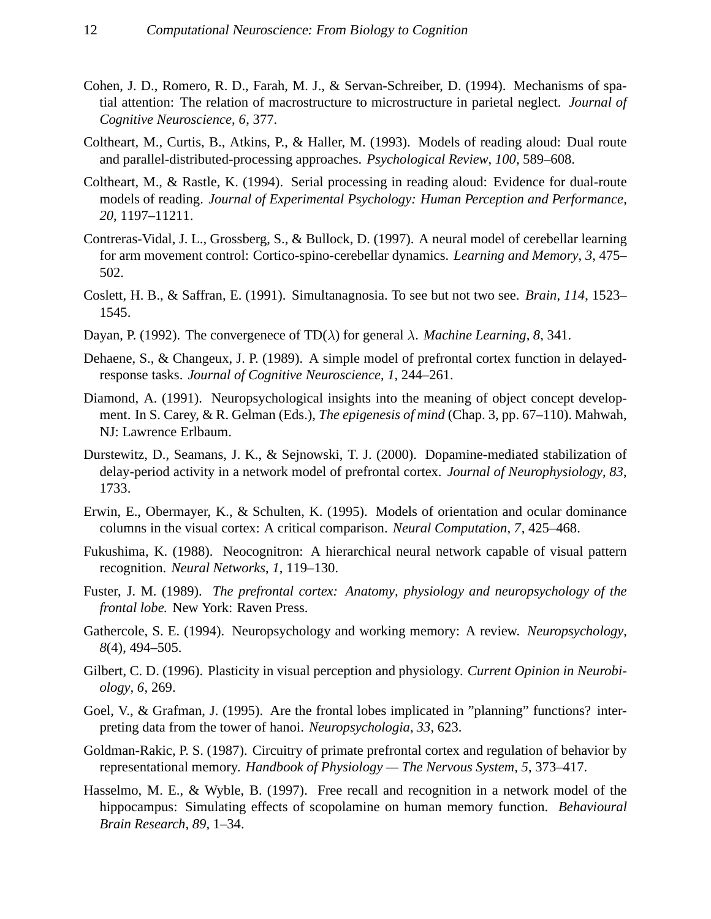Cohen, J. D., Romero, R. D., Farah, M. J., & Servan-Schreiber, D. (1994). Mechanisms of spatial attention: The relation of macrostructure to microstructure in parietal neglect. *Journal of Cognitive Neuroscience*, *6*, 377.

Coltheart, M., Curtis, B., Atkins, P., & Haller, M. (1993). Models of reading aloud: Dual route and parallel-distributed-processing approaches. *Psychological Review*, *100*, 589–608.

Coltheart, M., & Rastle, K. (1994). Serial processing in reading aloud: Evidence for dual-route models of reading. *Journal of Experimental Psychology: Human Perception and Performance*, *20*, 1197–11211.

Contreras-Vidal, J. L., Grossberg, S., & Bullock, D. (1997). A neural model of cerebellar learning for arm movement control: Cortico-spino-cerebellar dynamics. *Learning and Memory*, *3*, 475–502.

Coslett, H. B., & Saffran, E. (1991). Simultanagnosia. To see but not two see. *Brain*, *114*, 1523–1545.

Dayan, P. (1992). The convergenece of TD($\lambda$) for general $\lambda$. *Machine Learning*, *8*, 341.

Dehaene, S., & Changeux, J. P. (1989). A simple model of prefrontal cortex function in delayed-response tasks. *Journal of Cognitive Neuroscience*, *1*, 244–261.

Diamond, A. (1991). Neuropsychological insights into the meaning of object concept development. In S. Carey, & R. Gelman (Eds.), *The epigenesis of mind* (Chap. 3, pp. 67–110). Mahwah, NJ: Lawrence Erlbaum.

Durstewitz, D., Seamans, J. K., & Sejnowski, T. J. (2000). Dopamine-mediated stabilization of delay-period activity in a network model of prefrontal cortex. *Journal of Neurophysiology*, *83*, 1733.

Erwin, E., Obermayer, K., & Schulten, K. (1995). Models of orientation and ocular dominance columns in the visual cortex: A critical comparison. *Neural Computation*, *7*, 425–468.

Fukushima, K. (1988). Neocognitron: A hierarchical neural network capable of visual pattern recognition. *Neural Networks*, *1*, 119–130.

Fuster, J. M. (1989). *The prefrontal cortex: Anatomy, physiology and neuropsychology of the frontal lobe.* New York: Raven Press.

Gathercole, S. E. (1994). Neuropsychology and working memory: A review. *Neuropsychology*, *8*(4), 494–505.

Gilbert, C. D. (1996). Plasticity in visual perception and physiology. *Current Opinion in Neurobiology*, *6*, 269.

Goel, V., & Grafman, J. (1995). Are the frontal lobes implicated in "planning" functions? interpreting data from the tower of hanoi. *Neuropsychologia*, *33*, 623.

Goldman-Rakic, P. S. (1987). Circuitry of primate prefrontal cortex and regulation of behavior by representational memory. *Handbook of Physiology — The Nervous System*, *5*, 373–417.

Hasselmo, M. E., & Wyble, B. (1997). Free recall and recognition in a network model of the hippocampus: Simulating effects of scopolamine on human memory function. *Behavioural Brain Research*, *89*, 1–34.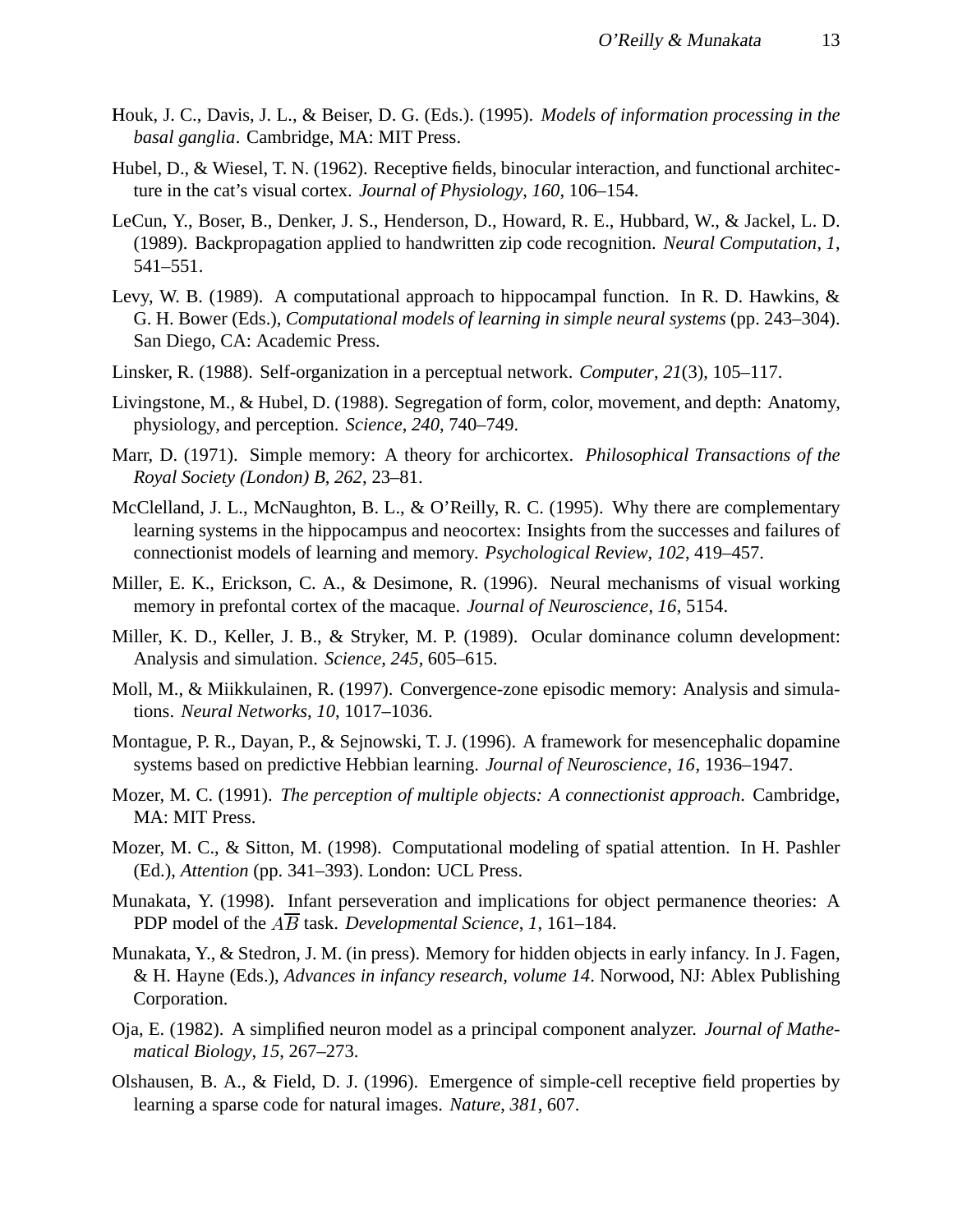Houk, J. C., Davis, J. L., & Beiser, D. G. (Eds.). (1995). *Models of information processing in the basal ganglia*. Cambridge, MA: MIT Press.

Hubel, D., & Wiesel, T. N. (1962). Receptive fields, binocular interaction, and functional architecture in the cat's visual cortex. *Journal of Physiology*, *160*, 106–154.

LeCun, Y., Boser, B., Denker, J. S., Henderson, D., Howard, R. E., Hubbard, W., & Jackel, L. D. (1989). Backpropagation applied to handwritten zip code recognition. *Neural Computation*, *1*, 541–551.

Levy, W. B. (1989). A computational approach to hippocampal function. In R. D. Hawkins, & G. H. Bower (Eds.), *Computational models of learning in simple neural systems* (pp. 243–304). San Diego, CA: Academic Press.

Linsker, R. (1988). Self-organization in a perceptual network. *Computer*, *21*(3), 105–117.

Livingstone, M., & Hubel, D. (1988). Segregation of form, color, movement, and depth: Anatomy, physiology, and perception. *Science*, *240*, 740–749.

Marr, D. (1971). Simple memory: A theory for archicortex. *Philosophical Transactions of the Royal Society (London) B*, *262*, 23–81.

McClelland, J. L., McNaughton, B. L., & O'Reilly, R. C. (1995). Why there are complementary learning systems in the hippocampus and neocortex: Insights from the successes and failures of connectionist models of learning and memory. *Psychological Review*, *102*, 419–457.

Miller, E. K., Erickson, C. A., & Desimone, R. (1996). Neural mechanisms of visual working memory in prefontal cortex of the macaque. *Journal of Neuroscience*, *16*, 5154.

Miller, K. D., Keller, J. B., & Stryker, M. P. (1989). Ocular dominance column development: Analysis and simulation. *Science*, *245*, 605–615.

Moll, M., & Miikkulainen, R. (1997). Convergence-zone episodic memory: Analysis and simulations. *Neural Networks*, *10*, 1017–1036.

Montague, P. R., Dayan, P., & Sejnowski, T. J. (1996). A framework for mesencephalic dopamine systems based on predictive Hebbian learning. *Journal of Neuroscience*, *16*, 1936–1947.

Mozer, M. C. (1991). *The perception of multiple objects: A connectionist approach*. Cambridge, MA: MIT Press.

Mozer, M. C., & Sitton, M. (1998). Computational modeling of spatial attention. In H. Pashler (Ed.), *Attention* (pp. 341–393). London: UCL Press.

Munakata, Y. (1998). Infant perseveration and implications for object permanence theories: A PDP model of the $A\overline{B}$ task. *Developmental Science*, *1*, 161–184.

Munakata, Y., & Stedron, J. M. (in press). Memory for hidden objects in early infancy. In J. Fagen, & H. Hayne (Eds.), *Advances in infancy research, volume 14*. Norwood, NJ: Ablex Publishing Corporation.

Oja, E. (1982). A simplified neuron model as a principal component analyzer. *Journal of Mathematical Biology*, *15*, 267–273.

Olshausen, B. A., & Field, D. J. (1996). Emergence of simple-cell receptive field properties by learning a sparse code for natural images. *Nature*, *381*, 607.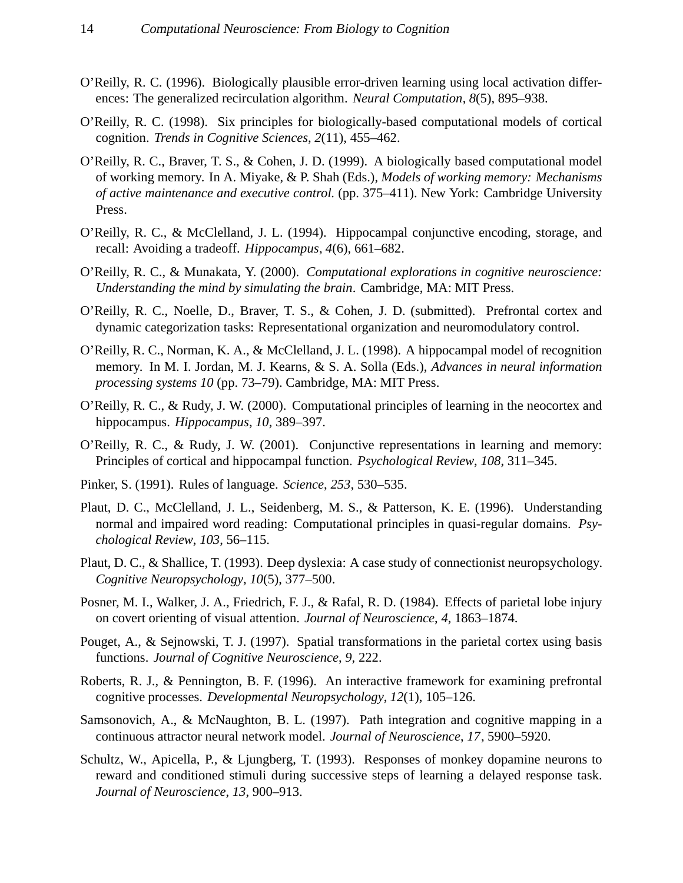O'Reilly, R. C. (1996). Biologically plausible error-driven learning using local activation differences: The generalized recirculation algorithm. *Neural Computation*, *8*(5), 895–938.

O'Reilly, R. C. (1998). Six principles for biologically-based computational models of cortical cognition. *Trends in Cognitive Sciences*, *2*(11), 455–462.

O'Reilly, R. C., Braver, T. S., & Cohen, J. D. (1999). A biologically based computational model of working memory. In A. Miyake, & P. Shah (Eds.), *Models of working memory: Mechanisms of active maintenance and executive control.* (pp. 375–411). New York: Cambridge University Press.

O'Reilly, R. C., & McClelland, J. L. (1994). Hippocampal conjunctive encoding, storage, and recall: Avoiding a tradeoff. *Hippocampus*, *4*(6), 661–682.

O'Reilly, R. C., & Munakata, Y. (2000). *Computational explorations in cognitive neuroscience: Understanding the mind by simulating the brain*. Cambridge, MA: MIT Press.

O'Reilly, R. C., Noelle, D., Braver, T. S., & Cohen, J. D. (submitted). Prefrontal cortex and dynamic categorization tasks: Representational organization and neuromodulatory control.

O'Reilly, R. C., Norman, K. A., & McClelland, J. L. (1998). A hippocampal model of recognition memory. In M. I. Jordan, M. J. Kearns, & S. A. Solla (Eds.), *Advances in neural information processing systems 10* (pp. 73–79). Cambridge, MA: MIT Press.

O'Reilly, R. C., & Rudy, J. W. (2000). Computational principles of learning in the neocortex and hippocampus. *Hippocampus*, *10*, 389–397.

O'Reilly, R. C., & Rudy, J. W. (2001). Conjunctive representations in learning and memory: Principles of cortical and hippocampal function. *Psychological Review*, *108*, 311–345.

Pinker, S. (1991). Rules of language. *Science*, *253*, 530–535.

Plaut, D. C., McClelland, J. L., Seidenberg, M. S., & Patterson, K. E. (1996). Understanding normal and impaired word reading: Computational principles in quasi-regular domains. *Psychological Review*, *103*, 56–115.

Plaut, D. C., & Shallice, T. (1993). Deep dyslexia: A case study of connectionist neuropsychology. *Cognitive Neuropsychology*, *10*(5), 377–500.

Posner, M. I., Walker, J. A., Friedrich, F. J., & Rafal, R. D. (1984). Effects of parietal lobe injury on covert orienting of visual attention. *Journal of Neuroscience*, *4*, 1863–1874.

Pouget, A., & Sejnowski, T. J. (1997). Spatial transformations in the parietal cortex using basis functions. *Journal of Cognitive Neuroscience*, *9*, 222.

Roberts, R. J., & Pennington, B. F. (1996). An interactive framework for examining prefrontal cognitive processes. *Developmental Neuropsychology*, *12*(1), 105–126.

Samsonovich, A., & McNaughton, B. L. (1997). Path integration and cognitive mapping in a continuous attractor neural network model. *Journal of Neuroscience*, *17*, 5900–5920.

Schultz, W., Apicella, P., & Ljungberg, T. (1993). Responses of monkey dopamine neurons to reward and conditioned stimuli during successive steps of learning a delayed response task. *Journal of Neuroscience*, *13*, 900–913.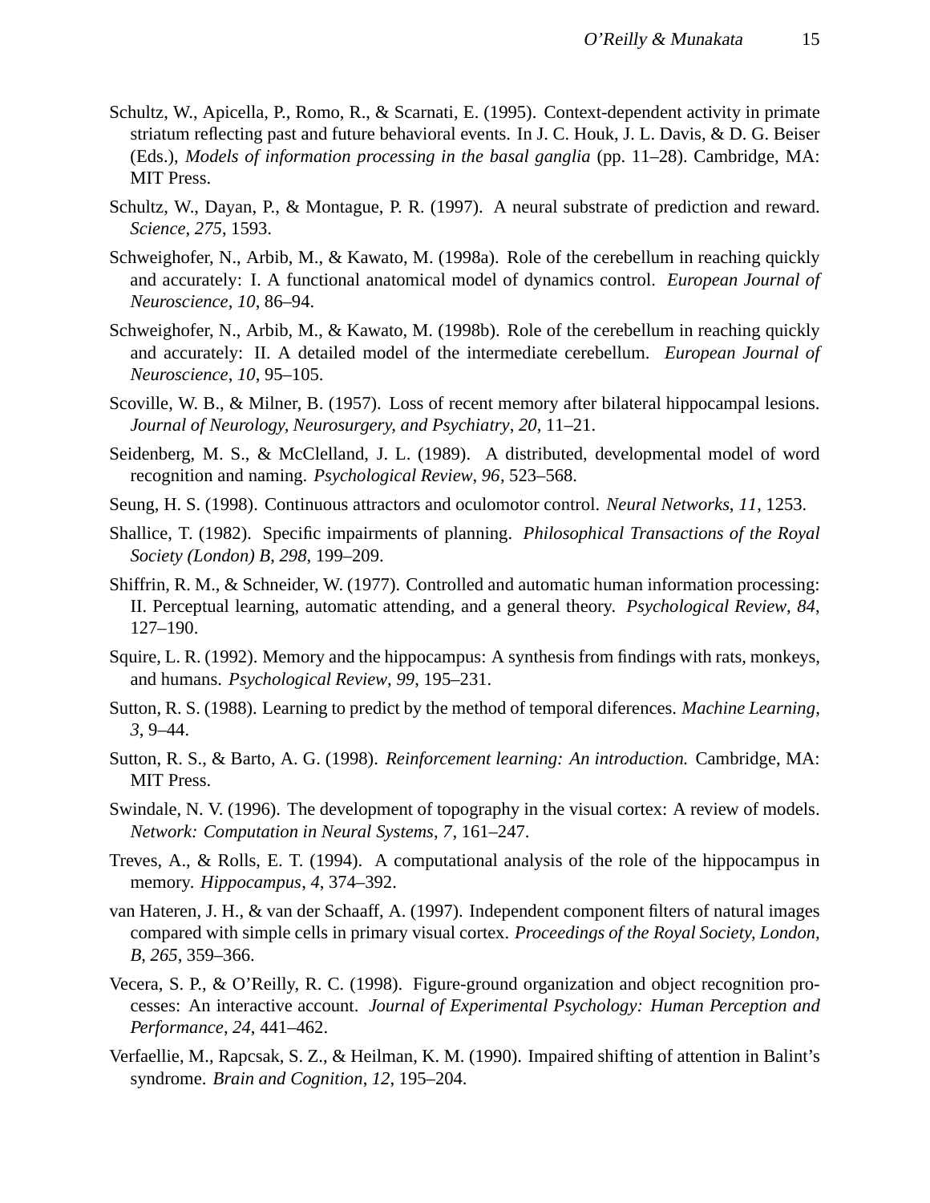Schultz, W., Apicella, P., Romo, R., & Scarnati, E. (1995). Context-dependent activity in primate striatum reflecting past and future behavioral events. In J. C. Houk, J. L. Davis, & D. G. Beiser (Eds.), *Models of information processing in the basal ganglia* (pp. 11–28). Cambridge, MA: MIT Press.

Schultz, W., Dayan, P., & Montague, P. R. (1997). A neural substrate of prediction and reward. *Science*, *275*, 1593.

Schweighofer, N., Arbib, M., & Kawato, M. (1998a). Role of the cerebellum in reaching quickly and accurately: I. A functional anatomical model of dynamics control. *European Journal of Neuroscience*, *10*, 86–94.

Schweighofer, N., Arbib, M., & Kawato, M. (1998b). Role of the cerebellum in reaching quickly and accurately: II. A detailed model of the intermediate cerebellum. *European Journal of Neuroscience*, *10*, 95–105.

Scoville, W. B., & Milner, B. (1957). Loss of recent memory after bilateral hippocampal lesions. *Journal of Neurology, Neurosurgery, and Psychiatry*, *20*, 11–21.

Seidenberg, M. S., & McClelland, J. L. (1989). A distributed, developmental model of word recognition and naming. *Psychological Review*, *96*, 523–568.

Seung, H. S. (1998). Continuous attractors and oculomotor control. *Neural Networks*, *11*, 1253.

Shallice, T. (1982). Specific impairments of planning. *Philosophical Transactions of the Royal Society (London) B*, *298*, 199–209.

Shiffrin, R. M., & Schneider, W. (1977). Controlled and automatic human information processing: II. Perceptual learning, automatic attending, and a general theory. *Psychological Review*, *84*, 127–190.

Squire, L. R. (1992). Memory and the hippocampus: A synthesis from findings with rats, monkeys, and humans. *Psychological Review*, *99*, 195–231.

Sutton, R. S. (1988). Learning to predict by the method of temporal diferences. *Machine Learning*, *3*, 9–44.

Sutton, R. S., & Barto, A. G. (1998). *Reinforcement learning: An introduction.* Cambridge, MA: MIT Press.

Swindale, N. V. (1996). The development of topography in the visual cortex: A review of models. *Network: Computation in Neural Systems*, *7*, 161–247.

Treves, A., & Rolls, E. T. (1994). A computational analysis of the role of the hippocampus in memory. *Hippocampus*, *4*, 374–392.

van Hateren, J. H., & van der Schaaff, A. (1997). Independent component filters of natural images compared with simple cells in primary visual cortex. *Proceedings of the Royal Society, London, B*, *265*, 359–366.

Vecera, S. P., & O'Reilly, R. C. (1998). Figure-ground organization and object recognition processes: An interactive account. *Journal of Experimental Psychology: Human Perception and Performance*, *24*, 441–462.

Verfaellie, M., Rapcsak, S. Z., & Heilman, K. M. (1990). Impaired shifting of attention in Balint's syndrome. *Brain and Cognition*, *12*, 195–204.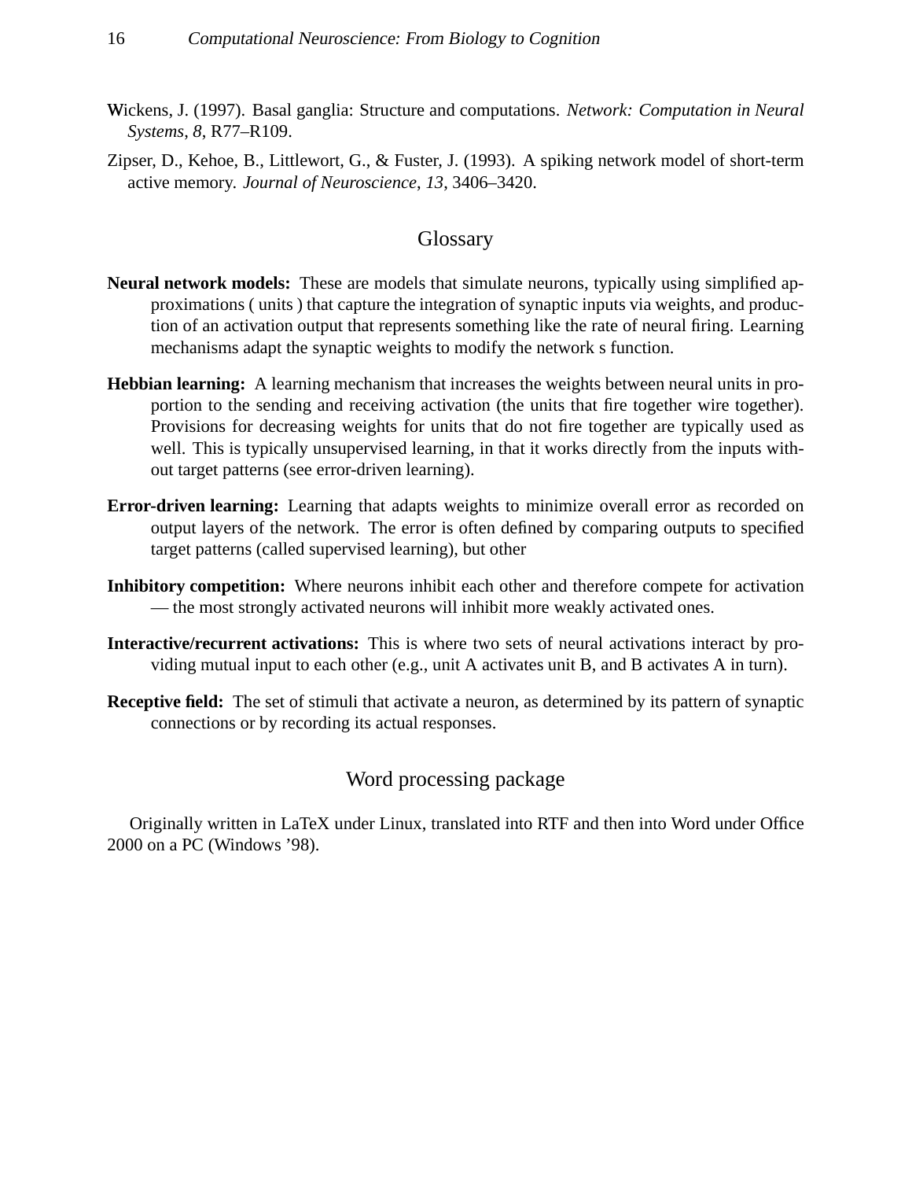Wickens, J. (1997). Basal ganglia: Structure and computations. *Network: Computation in Neural Systems*, *8*, R77–R109.

Zipser, D., Kehoe, B., Littlewort, G., & Fuster, J. (1993). A spiking network model of short-term active memory. *Journal of Neuroscience*, *13*, 3406–3420.

## Glossary

**Neural network models:** These are models that simulate neurons, typically using simplified approximations ( units ) that capture the integration of synaptic inputs via weights, and production of an activation output that represents something like the rate of neural firing. Learning mechanisms adapt the synaptic weights to modify the network s function.

**Hebbian learning:** A learning mechanism that increases the weights between neural units in proportion to the sending and receiving activation (the units that fire together wire together). Provisions for decreasing weights for units that do not fire together are typically used as well. This is typically unsupervised learning, in that it works directly from the inputs without target patterns (see error-driven learning).

**Error-driven learning:** Learning that adapts weights to minimize overall error as recorded on output layers of the network. The error is often defined by comparing outputs to specified target patterns (called supervised learning), but other

**Inhibitory competition:** Where neurons inhibit each other and therefore compete for activation — the most strongly activated neurons will inhibit more weakly activated ones.

**Interactive/recurrent activations:** This is where two sets of neural activations interact by providing mutual input to each other (e.g., unit A activates unit B, and B activates A in turn).

**Receptive field:** The set of stimuli that activate a neuron, as determined by its pattern of synaptic connections or by recording its actual responses.

## Word processing package

Originally written in LaTeX under Linux, translated into RTF and then into Word under Office 2000 on a PC (Windows '98).